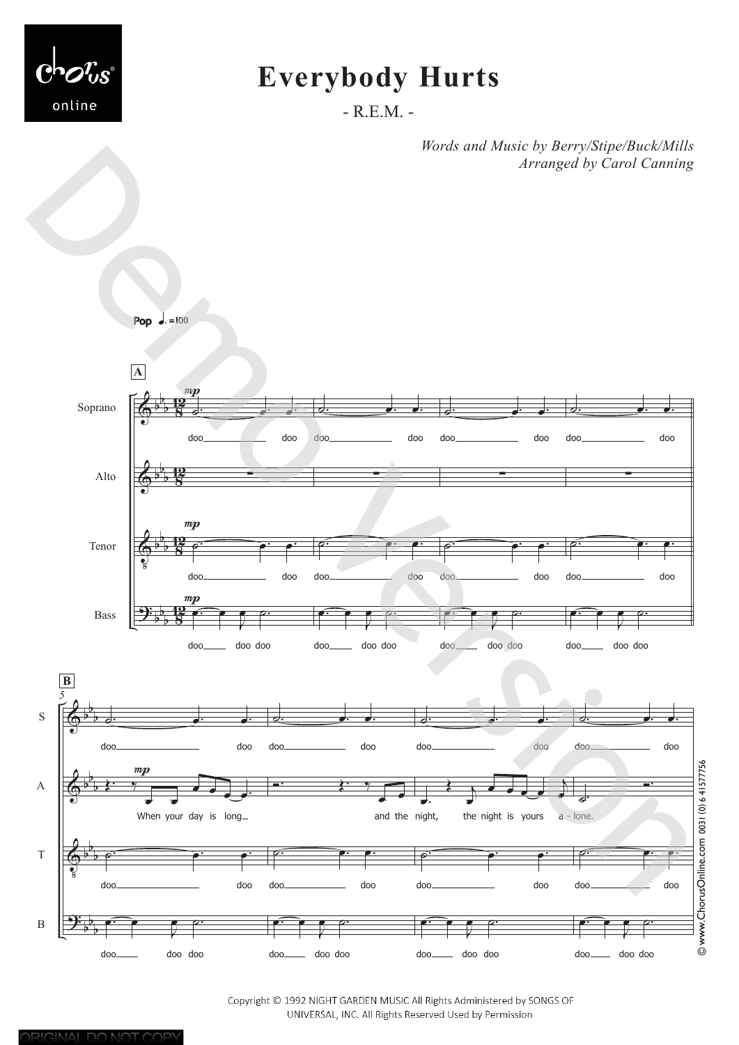# Everybody Hurts

- R.E.M. -

*Words and Music by Berry/Stipe/Buck/Mills*
*Arranged by Carol Canning*

Copyright © 1992 NIGHT GARDEN MUSIC All Rights Administered by SONGS OF UNIVERSAL, INC. All Rights Reserved Used by Permission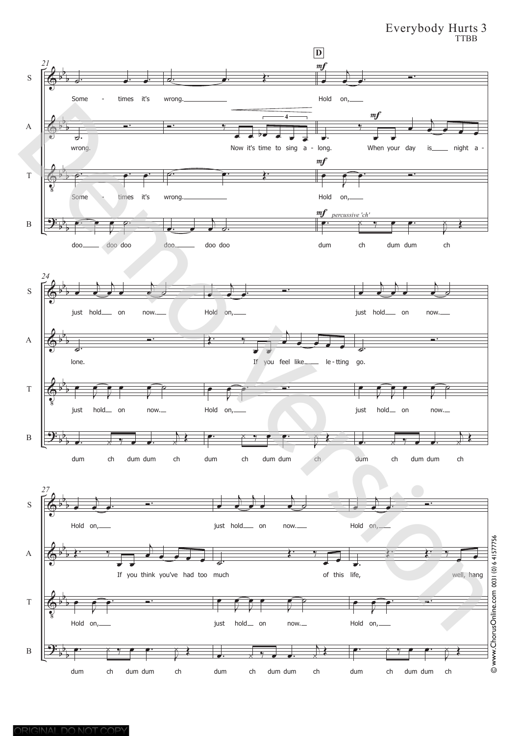# Everybody Hurts 3

TTBB

**D**

S: Some - times it's wrong. Hold on, just hold on now. Hold on, just hold on now. Hold on, just hold on now. Hold on,

A: wrong. Now it's time to sing a - long. When your day is night a - lone. If you feel like le - tting go. If you think you've had too much of this life, well, hang

T: Some - times it's wrong. Hold on, just hold on now. Hold on, just hold on now. Hold on, just hold on now. Hold on,

B: doo doo doo doo doo doo *percussive 'ch'* dum ch dum dum ch dum ch dum dum ch dum ch dum dum ch dum ch dum dum ch dum ch dum dum ch dum ch dum dum ch dum ch dum dum ch

© www.ChorusOnline.com 0031 (0) 6 41577756

ORIGINAL DO NOT COPY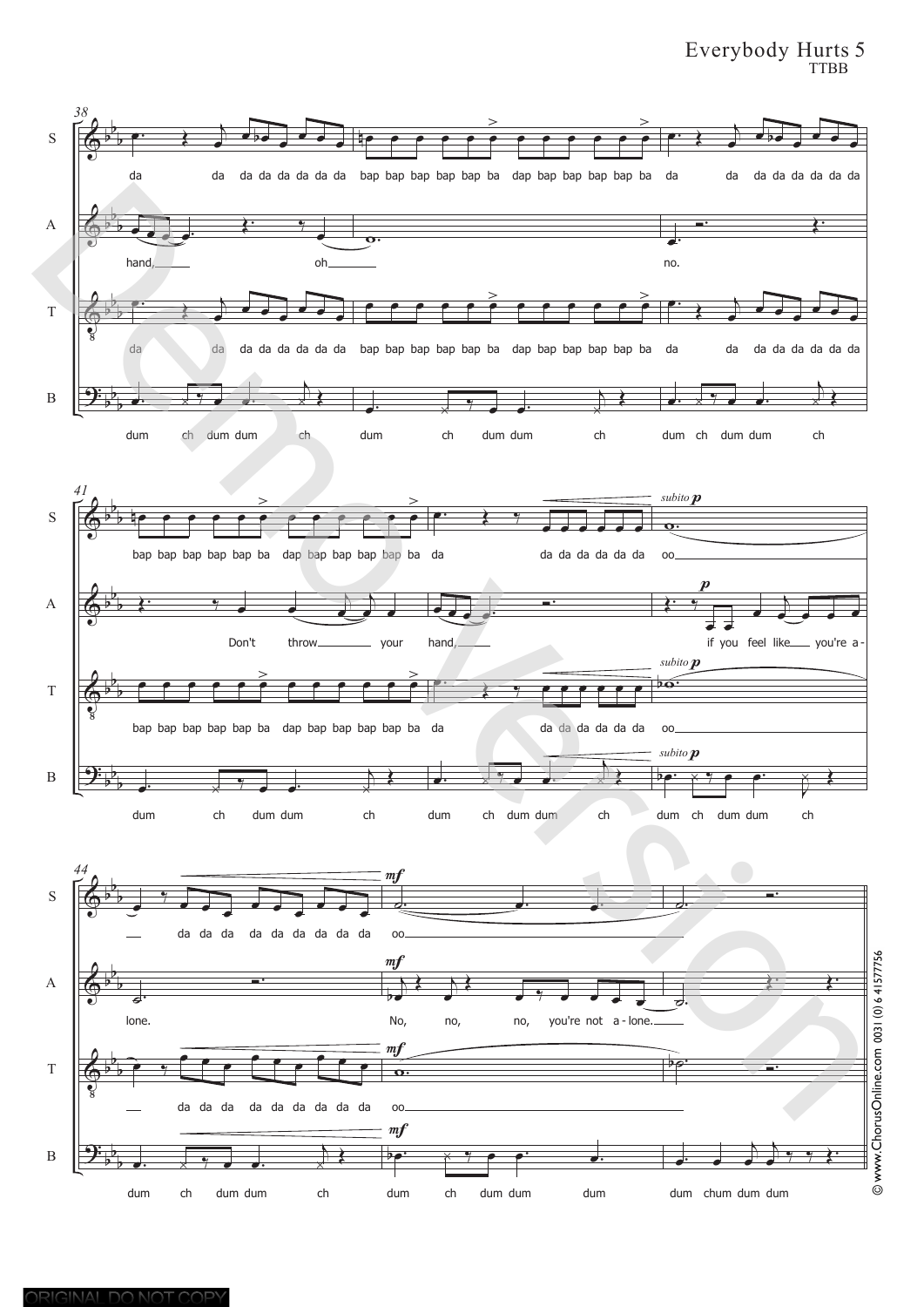Everybody Hurts 5
TTBB

© www.ChorusOnline.com 0031 (0) 6 41577756

ORIGINAL DO NOT COPY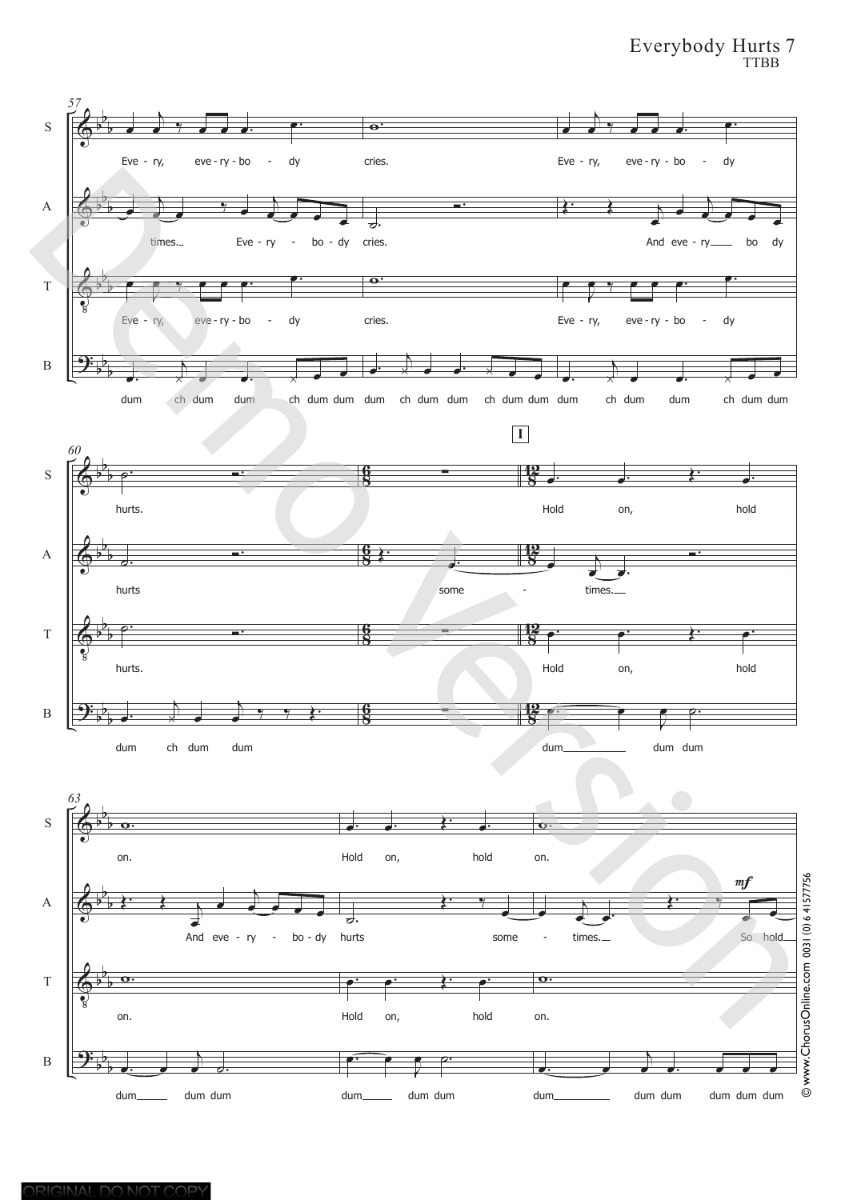Everybody Hurts 7
TTBB

57

S: Eve - ry, eve - ry - bo - dy cries. Eve - ry, eve - ry - bo - dy

A: times. Eve - ry - bo - dy cries. And eve - ry bo dy

T: Eve - ry, eve - ry - bo - dy cries. Eve - ry, eve - ry - bo - dy

B: dum ch dum dum ch dum dum dum ch dum dum ch dum dum dum ch dum dum ch dum dum

60

I

S: hurts. Hold on, hold

A: hurts some - times.

T: hurts. Hold on, hold

B: dum ch dum dum dum dum dum

63

S: on. Hold on, hold on.

A: And eve - ry - bo - dy hurts some - times. *mf* So hold

T: on. Hold on, hold on.

B: dum dum dum dum dum dum dum dum dum dum dum dum

© www.ChorusOnline.com 0031 (0) 6 41577756

ORIGINAL DO NOT COPY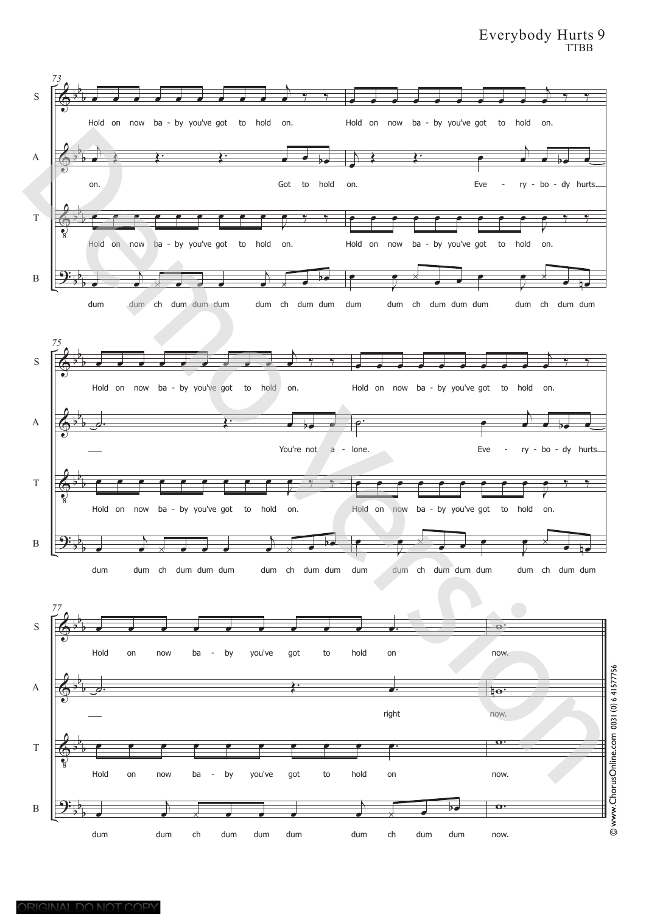Hold on now ba - by you've got to hold on. Hold on now ba - by you've got to hold on.

on. Got to hold on. Eve - ry - bo - dy hurts.

Hold on now ba - by you've got to hold on. Hold on now ba - by you've got to hold on.

dum dum ch dum dum dum dum ch dum dum dum dum ch dum dum dum dum ch dum dum

Hold on now ba - by you've got to hold on. Hold on now ba - by you've got to hold on.

You're not a - lone. Eve - ry - bo - dy hurts.

Hold on now ba - by you've got to hold on. Hold on now ba - by you've got to hold on.

dum dum ch dum dum dum dum ch dum dum dum dum ch dum dum dum dum ch dum dum

Hold on now ba - by you've got to hold on now.

right now.

Hold on now ba - by you've got to hold on now.

dum dum ch dum dum dum dum ch dum dum now.

© www.ChorusOnline.com 0031 (0) 6 41577756

ORIGINAL DO NOT COPY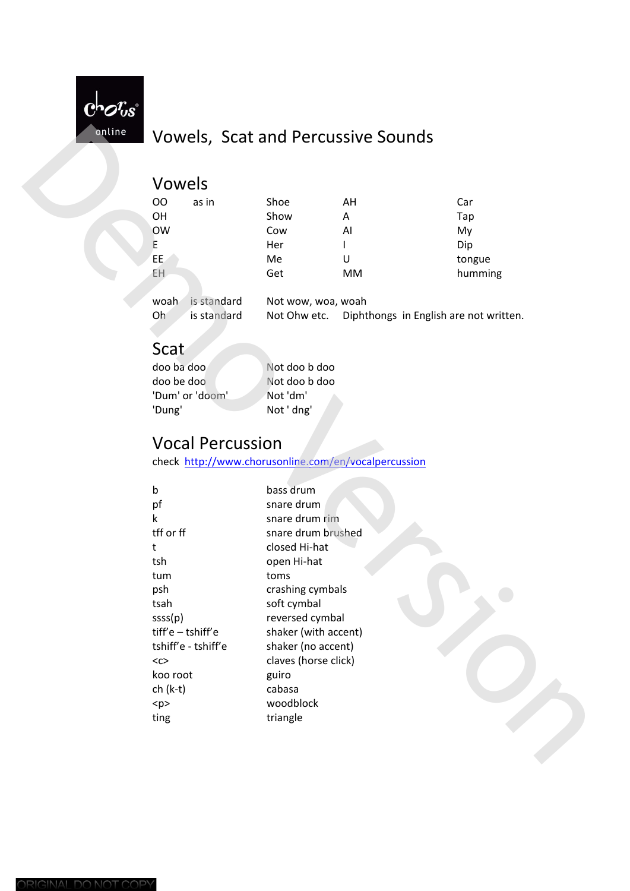# Vowels, Scat and Percussive Sounds

## Vowels

| | | | | |
|---|---|---|---|---|
| OO | as in | Shoe | AH | Car |
| OH | | Show | A | Tap |
| OW | | Cow | AI | My |
| E | | Her | I | Dip |
| EE | | Me | U | tongue |
| EH | | Get | MM | humming |

woah is standard — Not wow, woa, woah
Oh is standard — Not Ohw etc. Diphthongs in English are not written.

## Scat

| | |
|---|---|
| doo ba doo | Not doo b doo |
| doo be doo | Not doo b doo |
| 'Dum' or 'doom' | Not 'dm' |
| 'Dung' | Not ' dng' |

## Vocal Percussion

check http://www.chorusonline.com/en/vocalpercussion

| | |
|---|---|
| b | bass drum |
| pf | snare drum |
| k | snare drum rim |
| tff or ff | snare drum brushed |
| t | closed Hi-hat |
| tsh | open Hi-hat |
| tum | toms |
| psh | crashing cymbals |
| tsah | soft cymbal |
| ssss(p) | reversed cymbal |
| tiff'e – tshiff'e | shaker (with accent) |
| tshiff'e - tshiff'e | shaker (no accent) |
| <c> | claves (horse click) |
| koo root | guiro |
| ch (k-t) | cabasa |
| <p> | woodblock |
| ting | triangle |